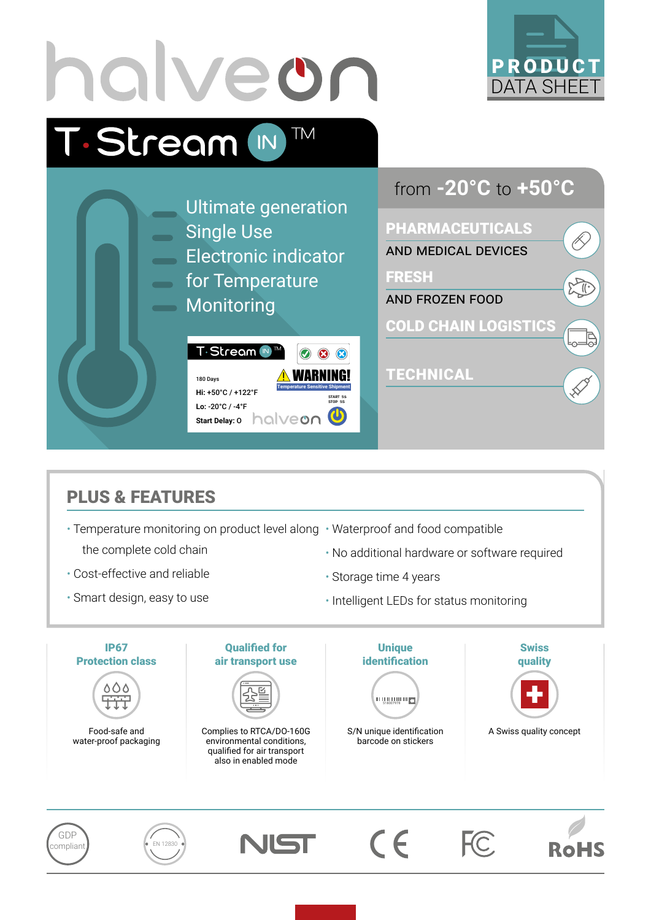# halveon

**PRODUCT DATA SHEET**

## T·Stream IN™

Ultimate generation Single Use Electronic indicator for Temperature Monitoring

T·Stream IN™

180 Days
Hi: +50°C / +122°F
Lo: -20°C / -4°F
Start Delay: 0

WARNING!
Temperature Sensitive Shipment
START 5s
STOP 5s

halveon

from **-20°C** to **+50°C**

**PHARMACEUTICALS**
AND MEDICAL DEVICES

**FRESH**
AND FROZEN FOOD

**COLD CHAIN LOGISTICS**

**TECHNICAL**

## PLUS & FEATURES

- Temperature monitoring on product level along the complete cold chain
- Cost-effective and reliable
- Smart design, easy to use
- Waterproof and food compatible
- No additional hardware or software required
- Storage time 4 years
- Intelligent LEDs for status monitoring

**IP67 Protection class**
Food-safe and water-proof packaging

**Qualified for air transport use**
Complies to RTCA/DO-160G environmental conditions, qualified for air transport also in enabled mode

**Unique identification**
S/N unique identification barcode on stickers

**Swiss quality**
A Swiss quality concept

GDP compliant · EN 12830 · NIST · CE · FC · RoHS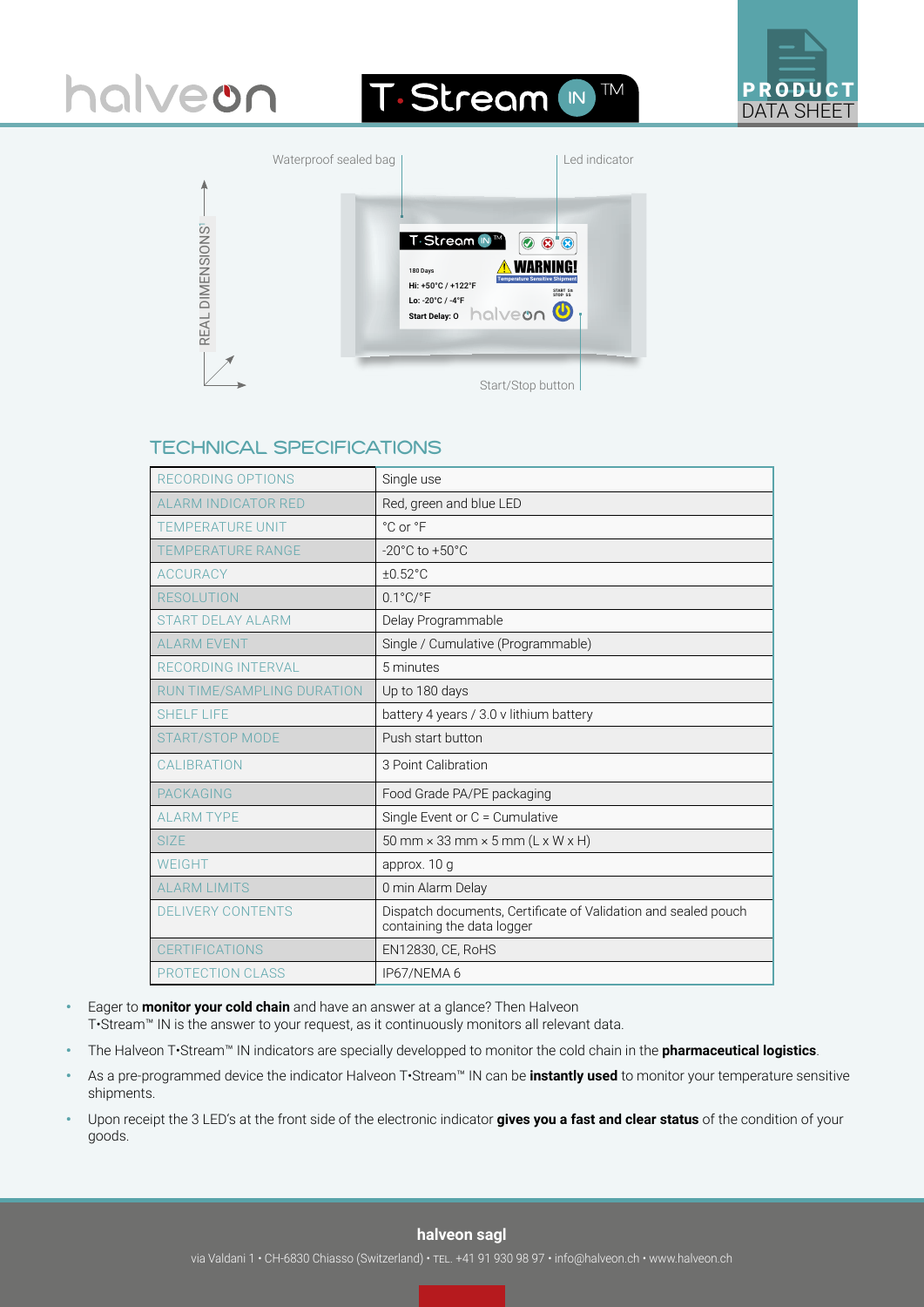halveon

T·Stream IN™

PRODUCT DATA SHEET

Waterproof sealed bag

Led indicator

REAL DIMENSIONS

180 Days
Hi: +50°C / +122°F
Lo: -20°C / -4°F
Start Delay: 0

WARNING!
Temperature Sensitive Shipment

START 3S
STOP 5S

Start/Stop button

## TECHNICAL SPECIFICATIONS

| | |
|---|---|
| RECORDING OPTIONS | Single use |
| ALARM INDICATOR RED | Red, green and blue LED |
| TEMPERATURE UNIT | °C or °F |
| TEMPERATURE RANGE | -20°C to +50°C |
| ACCURACY | ±0.52°C |
| RESOLUTION | 0.1°C/°F |
| START DELAY ALARM | Delay Programmable |
| ALARM EVENT | Single / Cumulative (Programmable) |
| RECORDING INTERVAL | 5 minutes |
| RUN TIME/SAMPLING DURATION | Up to 180 days |
| SHELF LIFE | battery 4 years / 3.0 v lithium battery |
| START/STOP MODE | Push start button |
| CALIBRATION | 3 Point Calibration |
| PACKAGING | Food Grade PA/PE packaging |
| ALARM TYPE | Single Event or C = Cumulative |
| SIZE | 50 mm × 33 mm × 5 mm (L x W x H) |
| WEIGHT | approx. 10 g |
| ALARM LIMITS | 0 min Alarm Delay |
| DELIVERY CONTENTS | Dispatch documents, Certificate of Validation and sealed pouch containing the data logger |
| CERTIFICATIONS | EN12830, CE, RoHS |
| PROTECTION CLASS | IP67/NEMA 6 |

- Eager to **monitor your cold chain** and have an answer at a glance? Then Halveon T•Stream™ IN is the answer to your request, as it continuously monitors all relevant data.
- The Halveon T•Stream™ IN indicators are specially developped to monitor the cold chain in the **pharmaceutical logistics**.
- As a pre-programmed device the indicator Halveon T•Stream™ IN can be **instantly used** to monitor your temperature sensitive shipments.
- Upon receipt the 3 LED's at the front side of the electronic indicator **gives you a fast and clear status** of the condition of your goods.

**halveon sagl**

via Valdani 1 • CH-6830 Chiasso (Switzerland) • TEL. +41 91 930 98 97 • info@halveon.ch • www.halveon.ch